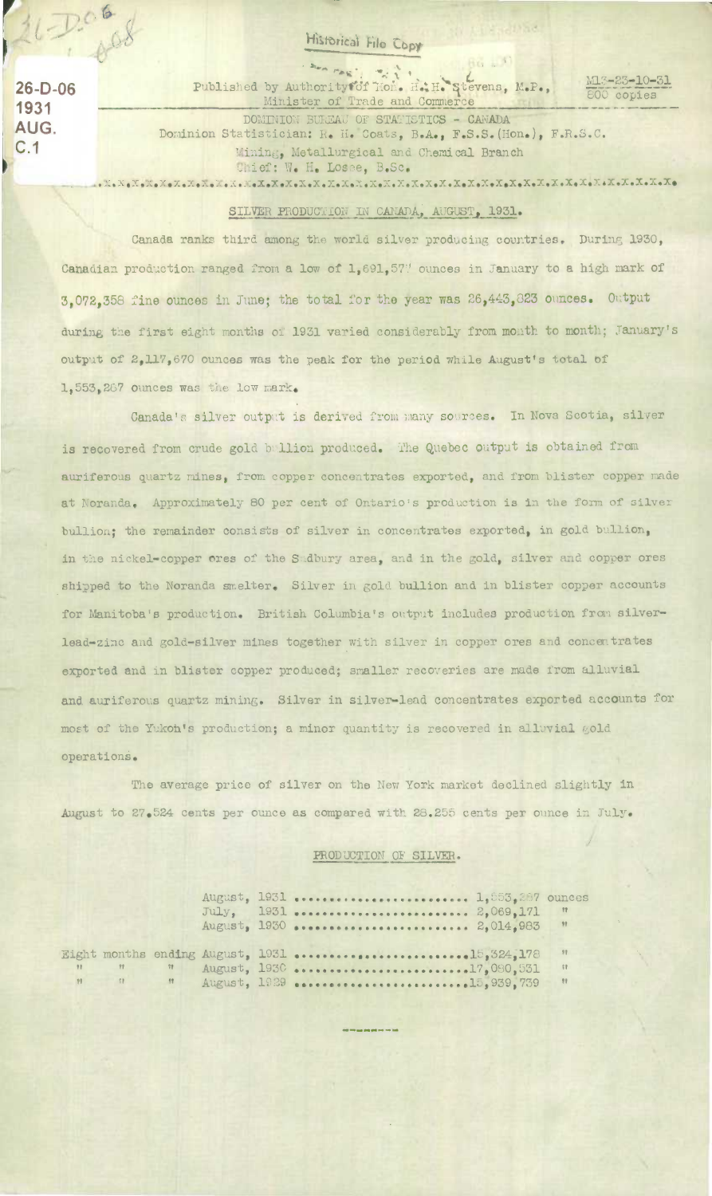Historical File Copy

26-D-06
1931
AUG.
C.1

Published by Authority of Hon. H. H. Stevens, M.P., Minister of Trade and Commerce

M13-23-10-31
800 copies

DOMINION BUREAU OF STATISTICS - CANADA
Dominion Statistician: R. H. Coats, B.A., F.S.S.(Hon.), F.R.S.C.
Mining, Metallurgical and Chemical Branch
Chief: W. H. Losee, B.Sc.

## SILVER PRODUCTION IN CANADA, AUGUST, 1931.

Canada ranks third among the world silver producing countries. During 1930, Canadian production ranged from a low of 1,691,57? ounces in January to a high mark of 3,072,358 fine ounces in June; the total for the year was 26,443,823 ounces. Output during the first eight months of 1931 varied considerably from month to month; January's output of 2,117,670 ounces was the peak for the period while August's total of 1,553,267 ounces was the low mark.

Canada's silver output is derived from many sources. In Nova Scotia, silver is recovered from crude gold bullion produced. The Quebec output is obtained from auriferous quartz mines, from copper concentrates exported, and from blister copper made at Noranda. Approximately 80 per cent of Ontario's production is in the form of silver bullion; the remainder consists of silver in concentrates exported, in gold bullion, in the nickel-copper ores of the Sudbury area, and in the gold, silver and copper ores shipped to the Noranda smelter. Silver in gold bullion and in blister copper accounts for Manitoba's production. British Columbia's output includes production from silver-lead-zinc and gold-silver mines together with silver in copper ores and concentrates exported and in blister copper produced; smaller recoveries are made from alluvial and auriferous quartz mining. Silver in silver-lead concentrates exported accounts for most of the Yukon's production; a minor quantity is recovered in alluvial gold operations.

The average price of silver on the New York market declined slightly in August to 27.524 cents per ounce as compared with 28.255 cents per ounce in July.

### PRODUCTION OF SILVER.

| | | |
|---|---|---|
| August, 1931 | 1,553,267 | ounces |
| July, 1931 | 2,069,171 | " |
| August, 1930 | 2,014,983 | " |
| Eight months ending August, 1931 | 15,324,178 | " |
| " " " August, 1930 | 17,090,531 | " |
| " " " August, 1929 | 15,939,739 | " |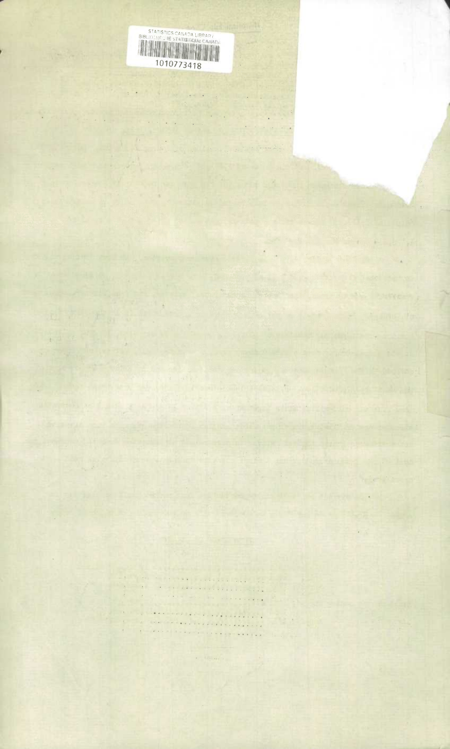STATISTICS CANADA LIBRARY
BIBLIOTHÈQUE STATISTIQUE CANADA

1010773418